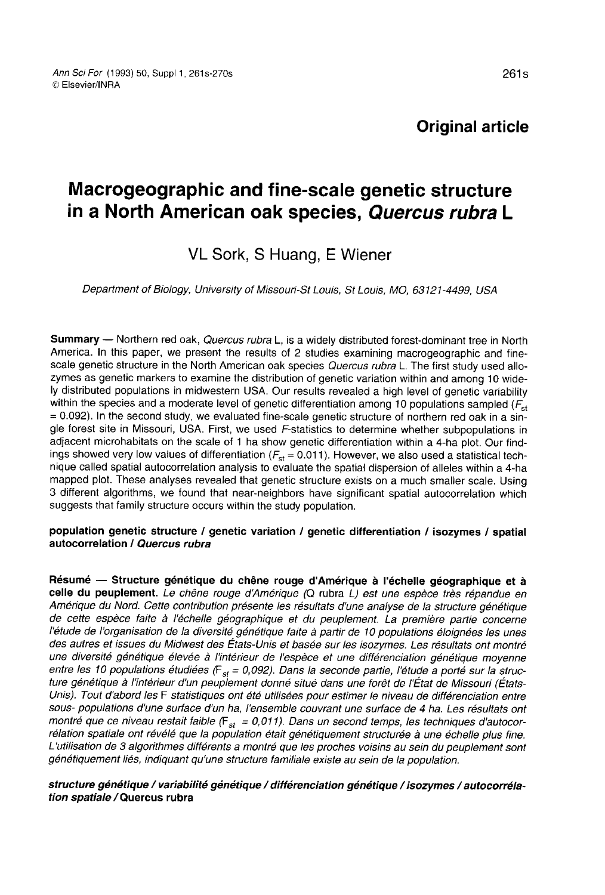**Original article**

# Macrogeographic and fine-scale genetic structure in a North American oak species, *Quercus rubra* L

VL Sork, S Huang, E Wiener

*Department of Biology, University of Missouri-St Louis, St Louis, MO, 63121-4499, USA*

**Summary** — Northern red oak, *Quercus rubra* L, is a widely distributed forest-dominant tree in North America. In this paper, we present the results of 2 studies examining macrogeographic and fine-scale genetic structure in the North American oak species *Quercus rubra* L. The first study used allozymes as genetic markers to examine the distribution of genetic variation within and among 10 widely distributed populations in midwestern USA. Our results revealed a high level of genetic variability within the species and a moderate level of genetic differentiation among 10 populations sampled ($F_{st}$ = 0.092). In the second study, we evaluated fine-scale genetic structure of northern red oak in a single forest site in Missouri, USA. First, we used *F*-statistics to determine whether subpopulations in adjacent microhabitats on the scale of 1 ha show genetic differentiation within a 4-ha plot. Our findings showed very low values of differentiation ($F_{st}$ = 0.011). However, we also used a statistical technique called spatial autocorrelation analysis to evaluate the spatial dispersion of alleles within a 4-ha mapped plot. These analyses revealed that genetic structure exists on a much smaller scale. Using 3 different algorithms, we found that near-neighbors have significant spatial autocorrelation which suggests that family structure occurs within the study population.

**population genetic structure / genetic variation / genetic differentiation / isozymes / spatial autocorrelation / *Quercus rubra***

**Résumé — Structure génétique du chêne rouge d'Amérique à l'échelle géographique et à celle du peuplement.** *Le chêne rouge d'Amérique (Q* rubra *L) est une espèce très répandue en Amérique du Nord. Cette contribution présente les résultats d'une analyse de la structure génétique de cette espèce faite à l'échelle géographique et du peuplement. La première partie concerne l'étude de l'organisation de la diversité génétique faite à partir de 10 populations éloignées les unes des autres et issues du Midwest des États-Unis et basée sur les isozymes. Les résultats ont montré une diversité génétique élevée à l'intérieur de l'espèce et une différenciation génétique moyenne entre les 10 populations étudiées ($F_{st}$ = 0,092). Dans la seconde partie, l'étude a porté sur la structure génétique à l'intérieur d'un peuplement donné situé dans une forêt de l'État de Missouri (États-Unis). Tout d'abord les F statistiques ont été utilisées pour estimer le niveau de différenciation entre sous- populations d'une surface d'un ha, l'ensemble couvrant une surface de 4 ha. Les résultats ont montré que ce niveau restait faible ($F_{st}$ = 0,011). Dans un second temps, les techniques d'autocorrélation spatiale ont révélé que la population était génétiquement structurée à une échelle plus fine. L'utilisation de 3 algorithmes différents a montré que les proches voisins au sein du peuplement sont génétiquement liés, indiquant qu'une structure familiale existe au sein de la population.*

***structure génétique / variabilité génétique / différenciation génétique / isozymes / autocorrélation spatiale /* Quercus rubra**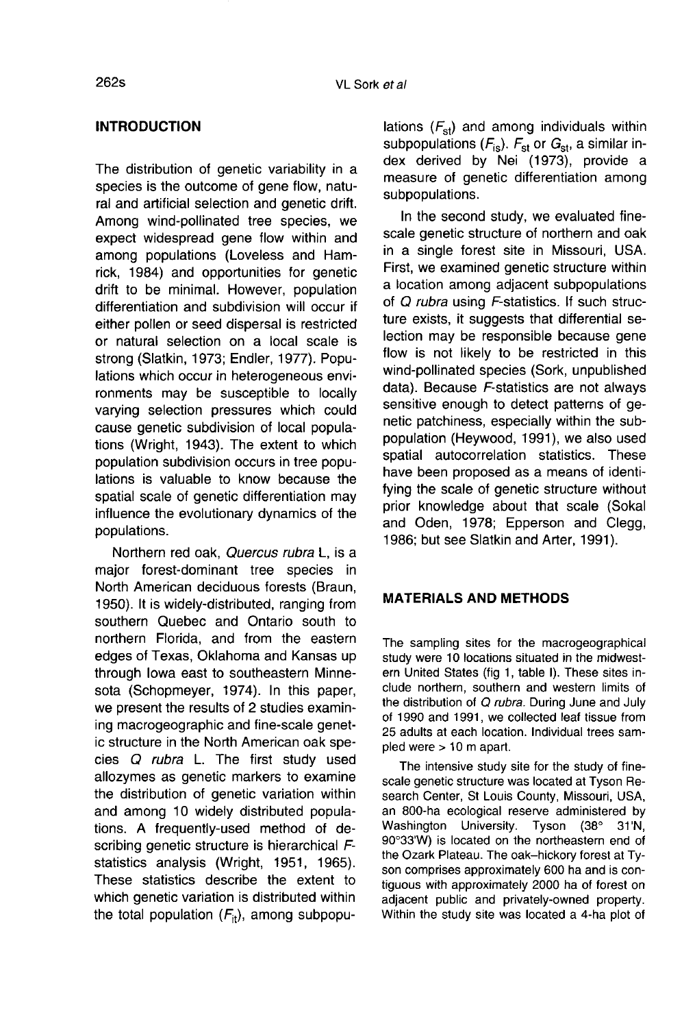## INTRODUCTION

The distribution of genetic variability in a species is the outcome of gene flow, natural and artificial selection and genetic drift. Among wind-pollinated tree species, we expect widespread gene flow within and among populations (Loveless and Hamrick, 1984) and opportunities for genetic drift to be minimal. However, population differentiation and subdivision will occur if either pollen or seed dispersal is restricted or natural selection on a local scale is strong (Slatkin, 1973; Endler, 1977). Populations which occur in heterogeneous environments may be susceptible to locally varying selection pressures which could cause genetic subdivision of local populations (Wright, 1943). The extent to which population subdivision occurs in tree populations is valuable to know because the spatial scale of genetic differentiation may influence the evolutionary dynamics of the populations.

Northern red oak, *Quercus rubra* L, is a major forest-dominant tree species in North American deciduous forests (Braun, 1950). It is widely-distributed, ranging from southern Quebec and Ontario south to northern Florida, and from the eastern edges of Texas, Oklahoma and Kansas up through Iowa east to southeastern Minnesota (Schopmeyer, 1974). In this paper, we present the results of 2 studies examining macrogeographic and fine-scale genetic structure in the North American oak species *Q rubra* L. The first study used allozymes as genetic markers to examine the distribution of genetic variation within and among 10 widely distributed populations. A frequently-used method of describing genetic structure is hierarchical *F*-statistics analysis (Wright, 1951, 1965). These statistics describe the extent to which genetic variation is distributed within the total population ($F_{it}$), among subpopulations ($F_{st}$) and among individuals within subpopulations ($F_{is}$). $F_{st}$ or $G_{st}$, a similar index derived by Nei (1973), provide a measure of genetic differentiation among subpopulations.

In the second study, we evaluated fine-scale genetic structure of northern and oak in a single forest site in Missouri, USA. First, we examined genetic structure within a location among adjacent subpopulations of *Q rubra* using *F*-statistics. If such structure exists, it suggests that differential selection may be responsible because gene flow is not likely to be restricted in this wind-pollinated species (Sork, unpublished data). Because *F*-statistics are not always sensitive enough to detect patterns of genetic patchiness, especially within the subpopulation (Heywood, 1991), we also used spatial autocorrelation statistics. These have been proposed as a means of identifying the scale of genetic structure without prior knowledge about that scale (Sokal and Oden, 1978; Epperson and Clegg, 1986; but see Slatkin and Arter, 1991).

## MATERIALS AND METHODS

The sampling sites for the macrogeographical study were 10 locations situated in the midwestern United States (fig 1, table I). These sites include northern, southern and western limits of the distribution of *Q rubra*. During June and July of 1990 and 1991, we collected leaf tissue from 25 adults at each location. Individual trees sampled were > 10 m apart.

The intensive study site for the study of fine-scale genetic structure was located at Tyson Research Center, St Louis County, Missouri, USA, an 800-ha ecological reserve administered by Washington University. Tyson (38° 31'N, 90°33'W) is located on the northeastern end of the Ozark Plateau. The oak–hickory forest at Tyson comprises approximately 600 ha and is contiguous with approximately 2000 ha of forest on adjacent public and privately-owned property. Within the study site was located a 4-ha plot of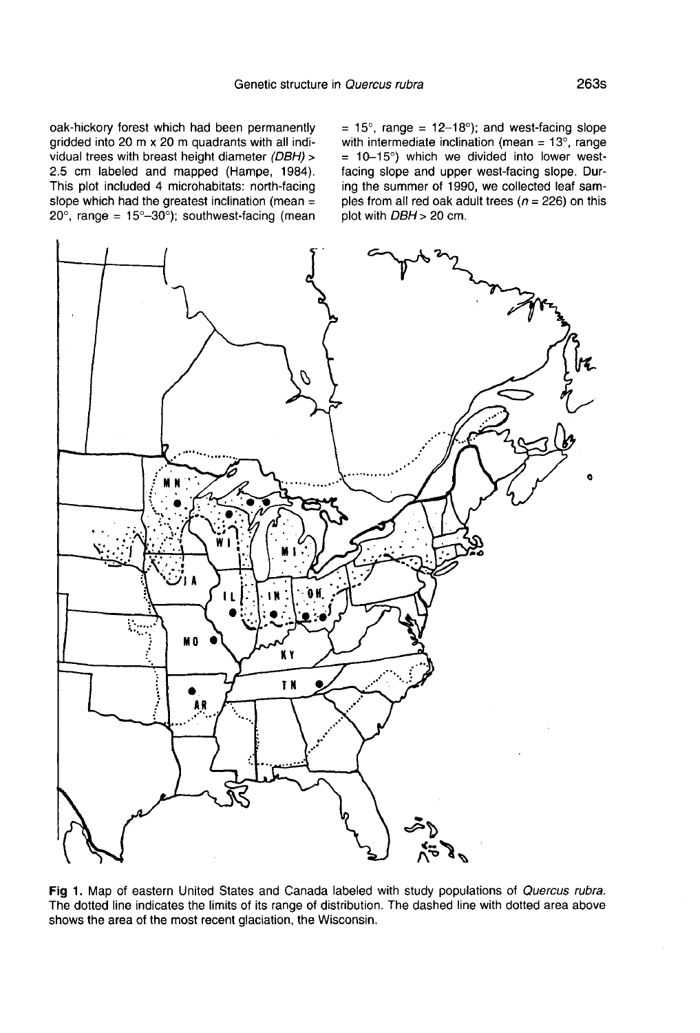oak-hickory forest which had been permanently gridded into 20 m x 20 m quadrants with all individual trees with breast height diameter *(DBH)* > 2.5 cm labeled and mapped (Hampe, 1984). This plot included 4 microhabitats: north-facing slope which had the greatest inclination (mean = 20°, range = 15°–30°); southwest-facing (mean = 15°, range = 12–18°); and west-facing slope with intermediate inclination (mean = 13°, range = 10–15°) which we divided into lower west-facing slope and upper west-facing slope. During the summer of 1990, we collected leaf samples from all red oak adult trees ($n$ = 226) on this plot with $DBH$ > 20 cm.

**Fig 1.** Map of eastern United States and Canada labeled with study populations of *Quercus rubra*. The dotted line indicates the limits of its range of distribution. The dashed line with dotted area above shows the area of the most recent glaciation, the Wisconsin.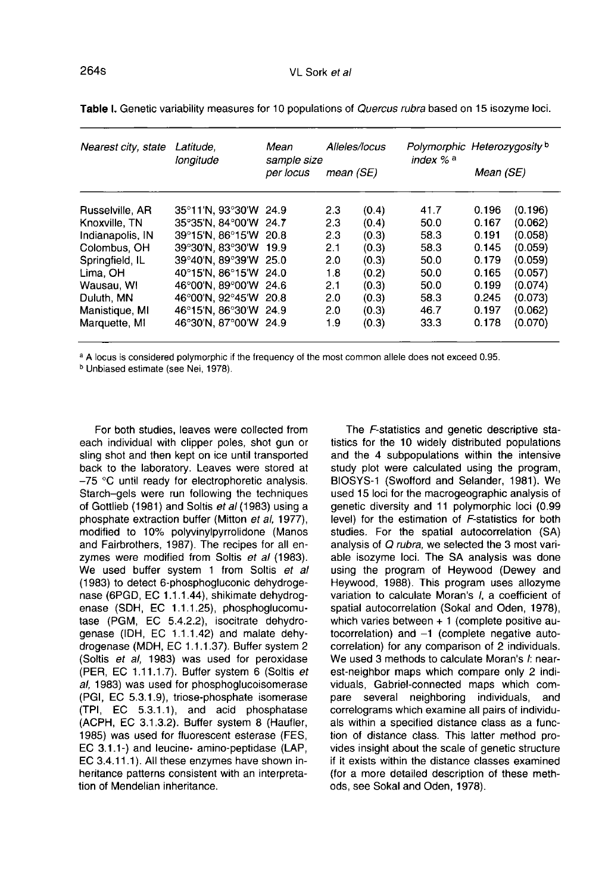**Table I.** Genetic variability measures for 10 populations of *Quercus rubra* based on 15 isozyme loci.

| Nearest city, state | Latitude, longitude | Mean sample size per locus | Alleles/locus mean (SE) | | Polymorphic index % [a] | Heterozygosity [b] Mean (SE) | |
|---|---|---|---|---|---|---|---|
| Russelville, AR | 35°11'N, 93°30'W | 24.9 | 2.3 | (0.4) | 41.7 | 0.196 | (0.196) |
| Knoxville, TN | 35°35'N, 84°00'W | 24.7 | 2.3 | (0.4) | 50.0 | 0.167 | (0.062) |
| Indianapolis, IN | 39°15'N, 86°15'W | 20.8 | 2.3 | (0.3) | 58.3 | 0.191 | (0.058) |
| Colombus, OH | 39°30'N, 83°30'W | 19.9 | 2.1 | (0.3) | 58.3 | 0.145 | (0.059) |
| Springfield, IL | 39°40'N, 89°39'W | 25.0 | 2.0 | (0.3) | 50.0 | 0.179 | (0.059) |
| Lima, OH | 40°15'N, 86°15'W | 24.0 | 1.8 | (0.2) | 50.0 | 0.165 | (0.057) |
| Wausau, WI | 46°00'N, 89°00'W | 24.6 | 2.1 | (0.3) | 50.0 | 0.199 | (0.074) |
| Duluth, MN | 46°00'N, 92°45'W | 20.8 | 2.0 | (0.3) | 58.3 | 0.245 | (0.073) |
| Manistique, MI | 46°15'N, 86°30'W | 24.9 | 2.0 | (0.3) | 46.7 | 0.197 | (0.062) |
| Marquette, MI | 46°30'N, 87°00'W | 24.9 | 1.9 | (0.3) | 33.3 | 0.178 | (0.070) |

[a] A locus is considered polymorphic if the frequency of the most common allele does not exceed 0.95.
[b] Unbiased estimate (see Nei, 1978).

For both studies, leaves were collected from each individual with clipper poles, shot gun or sling shot and then kept on ice until transported back to the laboratory. Leaves were stored at –75 °C until ready for electrophoretic analysis. Starch–gels were run following the techniques of Gottlieb (1981) and Soltis *et al* (1983) using a phosphate extraction buffer (Mitton *et al*, 1977), modified to 10% polyvinylpyrrolidone (Manos and Fairbrothers, 1987). The recipes for all enzymes were modified from Soltis *et al* (1983). We used buffer system 1 from Soltis *et al* (1983) to detect 6-phosphogluconic dehydrogenase (6PGD, EC 1.1.1.44), shikimate dehydrogenase (SDH, EC 1.1.1.25), phosphoglucomutase (PGM, EC 5.4.2.2), isocitrate dehydrogenase (IDH, EC 1.1.1.42) and malate dehydrogenase (MDH, EC 1.1.1.37). Buffer system 2 (Soltis *et al*, 1983) was used for peroxidase (PER, EC 1.11.1.7). Buffer system 6 (Soltis *et al*, 1983) was used for phosphoglucoisomerase (PGI, EC 5.3.1.9), triose-phosphate isomerase (TPI, EC 5.3.1.1), and acid phosphatase (ACPH, EC 3.1.3.2). Buffer system 8 (Haufler, 1985) was used for fluorescent esterase (FES, EC 3.1.1-) and leucine- amino-peptidase (LAP, EC 3.4.11.1). All these enzymes have shown inheritance patterns consistent with an interpretation of Mendelian inheritance.

The *F*-statistics and genetic descriptive statistics for the 10 widely distributed populations and the 4 subpopulations within the intensive study plot were calculated using the program, BIOSYS-1 (Swofford and Selander, 1981). We used 15 loci for the macrogeographic analysis of genetic diversity and 11 polymorphic loci (0.99 level) for the estimation of *F*-statistics for both studies. For the spatial autocorrelation (SA) analysis of *Q rubra*, we selected the 3 most variable isozyme loci. The SA analysis was done using the program of Heywood (Dewey and Heywood, 1988). This program uses allozyme variation to calculate Moran's *I*, a coefficient of spatial autocorrelation (Sokal and Oden, 1978), which varies between + 1 (complete positive autocorrelation) and –1 (complete negative autocorrelation) for any comparison of 2 individuals. We used 3 methods to calculate Moran's *I*: nearest-neighbor maps which compare only 2 individuals, Gabriel-connected maps which compare several neighboring individuals, and correlograms which examine all pairs of individuals within a specified distance class as a function of distance class. This latter method provides insight about the scale of genetic structure if it exists within the distance classes examined (for a more detailed description of these methods, see Sokal and Oden, 1978).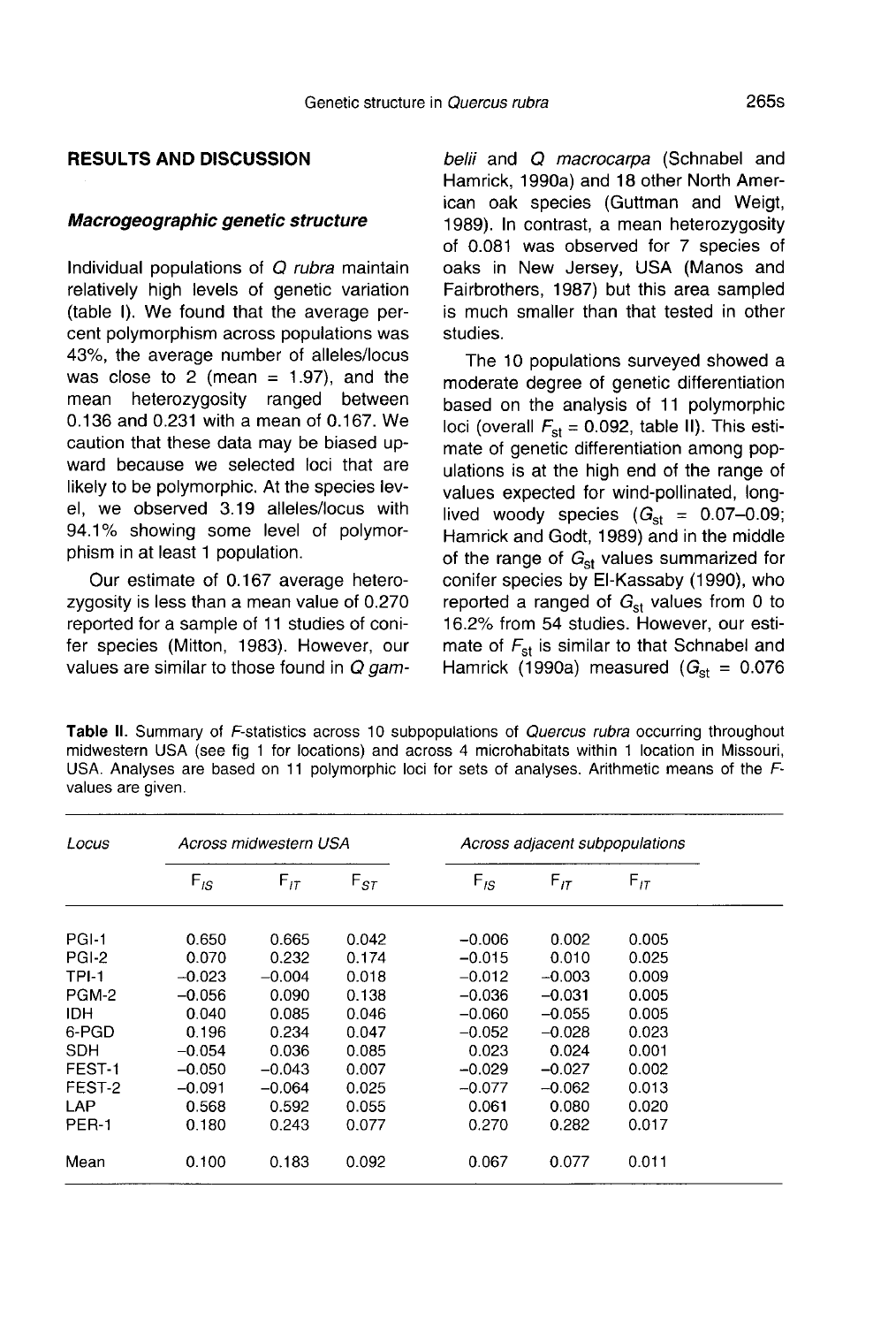## RESULTS AND DISCUSSION

### *Macrogeographic genetic structure*

Individual populations of *Q rubra* maintain relatively high levels of genetic variation (table I). We found that the average percent polymorphism across populations was 43%, the average number of alleles/locus was close to 2 (mean = 1.97), and the mean heterozygosity ranged between 0.136 and 0.231 with a mean of 0.167. We caution that these data may be biased upward because we selected loci that are likely to be polymorphic. At the species level, we observed 3.19 alleles/locus with 94.1% showing some level of polymorphism in at least 1 population.

Our estimate of 0.167 average heterozygosity is less than a mean value of 0.270 reported for a sample of 11 studies of conifer species (Mitton, 1983). However, our values are similar to those found in *Q gambelii* and *Q macrocarpa* (Schnabel and Hamrick, 1990a) and 18 other North American oak species (Guttman and Weigt, 1989). In contrast, a mean heterozygosity of 0.081 was observed for 7 species of oaks in New Jersey, USA (Manos and Fairbrothers, 1987) but this area sampled is much smaller than that tested in other studies.

The 10 populations surveyed showed a moderate degree of genetic differentiation based on the analysis of 11 polymorphic loci (overall $F_{st}$ = 0.092, table II). This estimate of genetic differentiation among populations is at the high end of the range of values expected for wind-pollinated, long-lived woody species ($G_{st}$ = 0.07–0.09; Hamrick and Godt, 1989) and in the middle of the range of $G_{st}$ values summarized for conifer species by El-Kassaby (1990), who reported a ranged of $G_{st}$ values from 0 to 16.2% from 54 studies. However, our estimate of $F_{st}$ is similar to that Schnabel and Hamrick (1990a) measured ($G_{st}$ = 0.076

**Table II.** Summary of *F*-statistics across 10 subpopulations of *Quercus rubra* occurring throughout midwestern USA (see fig 1 for locations) and across 4 microhabitats within 1 location in Missouri, USA. Analyses are based on 11 polymorphic loci for sets of analyses. Arithmetic means of the *F*-values are given.

| Locus | Across midwestern USA | | | Across adjacent subpopulations | | |
|---|---|---|---|---|---|---|
| | $F_{IS}$ | $F_{IT}$ | $F_{ST}$ | $F_{IS}$ | $F_{IT}$ | $F_{IT}$ |
| PGI-1 | 0.650 | 0.665 | 0.042 | −0.006 | 0.002 | 0.005 |
| PGI-2 | 0.070 | 0.232 | 0.174 | −0.015 | 0.010 | 0.025 |
| TPI-1 | −0.023 | −0.004 | 0.018 | −0.012 | −0.003 | 0.009 |
| PGM-2 | −0.056 | 0.090 | 0.138 | −0.036 | −0.031 | 0.005 |
| IDH | 0.040 | 0.085 | 0.046 | −0.060 | −0.055 | 0.005 |
| 6-PGD | 0.196 | 0.234 | 0.047 | −0.052 | −0.028 | 0.023 |
| SDH | −0.054 | 0.036 | 0.085 | 0.023 | 0.024 | 0.001 |
| FEST-1 | −0.050 | −0.043 | 0.007 | −0.029 | −0.027 | 0.002 |
| FEST-2 | −0.091 | −0.064 | 0.025 | −0.077 | −0.062 | 0.013 |
| LAP | 0.568 | 0.592 | 0.055 | 0.061 | 0.080 | 0.020 |
| PER-1 | 0.180 | 0.243 | 0.077 | 0.270 | 0.282 | 0.017 |
| Mean | 0.100 | 0.183 | 0.092 | 0.067 | 0.077 | 0.011 |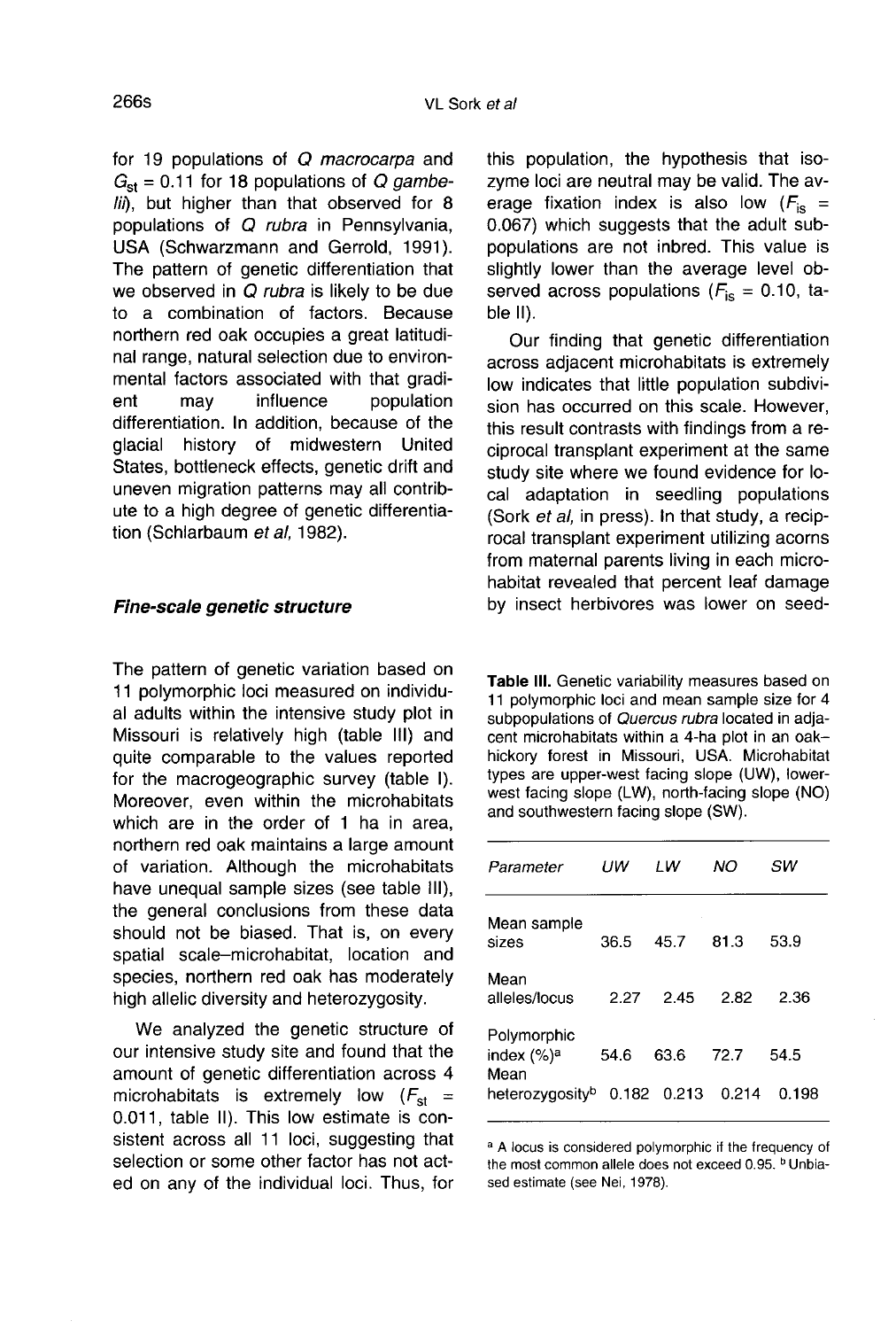for 19 populations of *Q macrocarpa* and $G_{st}$ = 0.11 for 18 populations of *Q gambelii*), but higher than that observed for 8 populations of *Q rubra* in Pennsylvania, USA (Schwarzmann and Gerrold, 1991). The pattern of genetic differentiation that we observed in *Q rubra* is likely to be due to a combination of factors. Because northern red oak occupies a great latitudinal range, natural selection due to environmental factors associated with that gradient may influence population differentiation. In addition, because of the glacial history of midwestern United States, bottleneck effects, genetic drift and uneven migration patterns may all contribute to a high degree of genetic differentiation (Schlarbaum *et al*, 1982).

### *Fine-scale genetic structure*

The pattern of genetic variation based on 11 polymorphic loci measured on individual adults within the intensive study plot in Missouri is relatively high (table III) and quite comparable to the values reported for the macrogeographic survey (table I). Moreover, even within the microhabitats which are in the order of 1 ha in area, northern red oak maintains a large amount of variation. Although the microhabitats have unequal sample sizes (see table III), the general conclusions from these data should not be biased. That is, on every spatial scale–microhabitat, location and species, northern red oak has moderately high allelic diversity and heterozygosity.

We analyzed the genetic structure of our intensive study site and found that the amount of genetic differentiation across 4 microhabitats is extremely low ($F_{st}$ = 0.011, table II). This low estimate is consistent across all 11 loci, suggesting that selection or some other factor has not acted on any of the individual loci. Thus, for this population, the hypothesis that isozyme loci are neutral may be valid. The average fixation index is also low ($F_{is}$ = 0.067) which suggests that the adult subpopulations are not inbred. This value is slightly lower than the average level observed across populations ($F_{is}$ = 0.10, table II).

Our finding that genetic differentiation across adjacent microhabitats is extremely low indicates that little population subdivision has occurred on this scale. However, this result contrasts with findings from a reciprocal transplant experiment at the same study site where we found evidence for local adaptation in seedling populations (Sork *et al*, in press). In that study, a reciprocal transplant experiment utilizing acorns from maternal parents living in each microhabitat revealed that percent leaf damage by insect herbivores was lower on seed-

**Table III.** Genetic variability measures based on 11 polymorphic loci and mean sample size for 4 subpopulations of *Quercus rubra* located in adjacent microhabitats within a 4-ha plot in an oak–hickory forest in Missouri, USA. Microhabitat types are upper-west facing slope (UW), lower-west facing slope (LW), north-facing slope (NO) and southwestern facing slope (SW).

| *Parameter* | *UW* | *LW* | *NO* | *SW* |
|---|---|---|---|---|
| Mean sample sizes | 36.5 | 45.7 | 81.3 | 53.9 |
| Mean alleles/locus | 2.27 | 2.45 | 2.82 | 2.36 |
| Polymorphic index (%)[a] | 54.6 | 63.6 | 72.7 | 54.5 |
| Mean heterozygosity[b] | 0.182 | 0.213 | 0.214 | 0.198 |

[a] A locus is considered polymorphic if the frequency of the most common allele does not exceed 0.95. [b] Unbiased estimate (see Nei, 1978).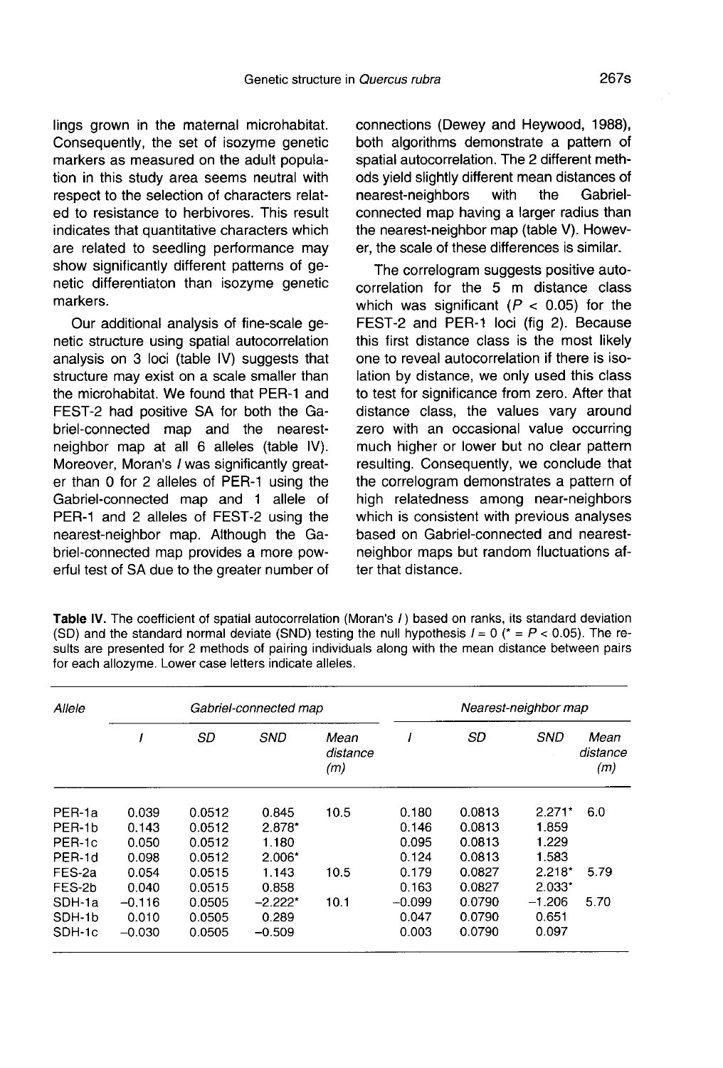lings grown in the maternal microhabitat. Consequently, the set of isozyme genetic markers as measured on the adult population in this study area seems neutral with respect to the selection of characters related to resistance to herbivores. This result indicates that quantitative characters which are related to seedling performance may show significantly different patterns of genetic differentiaton than isozyme genetic markers.

Our additional analysis of fine-scale genetic structure using spatial autocorrelation analysis on 3 loci (table IV) suggests that structure may exist on a scale smaller than the microhabitat. We found that PER-1 and FEST-2 had positive SA for both the Gabriel-connected map and the nearest-neighbor map at all 6 alleles (table IV). Moreover, Moran's *I* was significantly greater than 0 for 2 alleles of PER-1 using the Gabriel-connected map and 1 allele of PER-1 and 2 alleles of FEST-2 using the nearest-neighbor map. Although the Gabriel-connected map provides a more powerful test of SA due to the greater number of connections (Dewey and Heywood, 1988), both algorithms demonstrate a pattern of spatial autocorrelation. The 2 different methods yield slightly different mean distances of nearest-neighbors with the Gabriel-connected map having a larger radius than the nearest-neighbor map (table V). However, the scale of these differences is similar.

The correlogram suggests positive autocorrelation for the 5 m distance class which was significant ($P < 0.05$) for the FEST-2 and PER-1 loci (fig 2). Because this first distance class is the most likely one to reveal autocorrelation if there is isolation by distance, we only used this class to test for significance from zero. After that distance class, the values vary around zero with an occasional value occurring much higher or lower but no clear pattern resulting. Consequently, we conclude that the correlogram demonstrates a pattern of high relatedness among near-neighbors which is consistent with previous analyses based on Gabriel-connected and nearest-neighbor maps but random fluctuations after that distance.

**Table IV.** The coefficient of spatial autocorrelation (Moran's *I*) based on ranks, its standard deviation (SD) and the standard normal deviate (SND) testing the null hypothesis $I = 0$ (* = $P < 0.05$). The results are presented for 2 methods of pairing individuals along with the mean distance between pairs for each allozyme. Lower case letters indicate alleles.

| Allele | Gabriel-connected map | | | | Nearest-neighbor map | | | |
|---|---|---|---|---|---|---|---|---|
| | *I* | *SD* | *SND* | *Mean distance (m)* | *I* | *SD* | *SND* | *Mean distance (m)* |
| PER-1a | 0.039 | 0.0512 | 0.845 | 10.5 | 0.180 | 0.0813 | 2.271* | 6.0 |
| PER-1b | 0.143 | 0.0512 | 2.878* | | 0.146 | 0.0813 | 1.859 | |
| PER-1c | 0.050 | 0.0512 | 1.180 | | 0.095 | 0.0813 | 1.229 | |
| PER-1d | 0.098 | 0.0512 | 2.006* | | 0.124 | 0.0813 | 1.583 | |
| FES-2a | 0.054 | 0.0515 | 1.143 | 10.5 | 0.179 | 0.0827 | 2.218* | 5.79 |
| FES-2b | 0.040 | 0.0515 | 0.858 | | 0.163 | 0.0827 | 2.033* | |
| SDH-1a | –0.116 | 0.0505 | –2.222* | 10.1 | –0.099 | 0.0790 | –1.206 | 5.70 |
| SDH-1b | 0.010 | 0.0505 | 0.289 | | 0.047 | 0.0790 | 0.651 | |
| SDH-1c | –0.030 | 0.0505 | –0.509 | | 0.003 | 0.0790 | 0.097 | |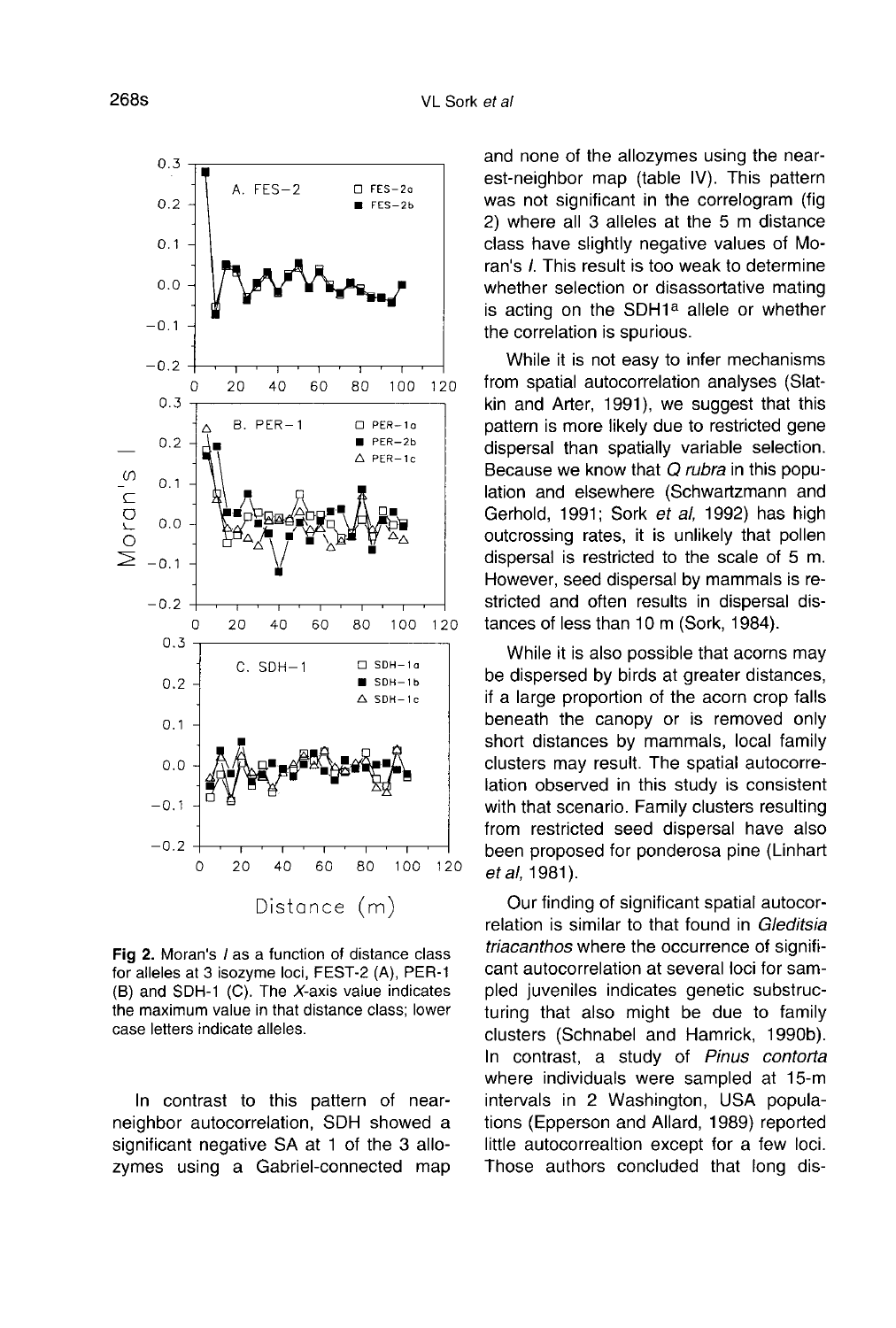Fig 2. Moran's *I* as a function of distance class for alleles at 3 isozyme loci, FEST-2 (A), PER-1 (B) and SDH-1 (C). The *X*-axis value indicates the maximum value in that distance class; lower case letters indicate alleles.

In contrast to this pattern of near-neighbor autocorrelation, SDH showed a significant negative SA at 1 of the 3 allozymes using a Gabriel-connected map and none of the allozymes using the nearest-neighbor map (table IV). This pattern was not significant in the correlogram (fig 2) where all 3 alleles at the 5 m distance class have slightly negative values of Moran's *I*. This result is too weak to determine whether selection or disassortative mating is acting on the SDH1[a] allele or whether the correlation is spurious.

While it is not easy to infer mechanisms from spatial autocorrelation analyses (Slatkin and Arter, 1991), we suggest that this pattern is more likely due to restricted gene dispersal than spatially variable selection. Because we know that *Q rubra* in this population and elsewhere (Schwartzmann and Gerhold, 1991; Sork *et al*, 1992) has high outcrossing rates, it is unlikely that pollen dispersal is restricted to the scale of 5 m. However, seed dispersal by mammals is restricted and often results in dispersal distances of less than 10 m (Sork, 1984).

While it is also possible that acorns may be dispersed by birds at greater distances, if a large proportion of the acorn crop falls beneath the canopy or is removed only short distances by mammals, local family clusters may result. The spatial autocorrelation observed in this study is consistent with that scenario. Family clusters resulting from restricted seed dispersal have also been proposed for ponderosa pine (Linhart *et al*, 1981).

Our finding of significant spatial autocorrelation is similar to that found in *Gleditsia triacanthos* where the occurrence of significant autocorrelation at several loci for sampled juveniles indicates genetic substructuring that also might be due to family clusters (Schnabel and Hamrick, 1990b). In contrast, a study of *Pinus contorta* where individuals were sampled at 15-m intervals in 2 Washington, USA populations (Epperson and Allard, 1989) reported little autocorrealtion except for a few loci. Those authors concluded that long dis-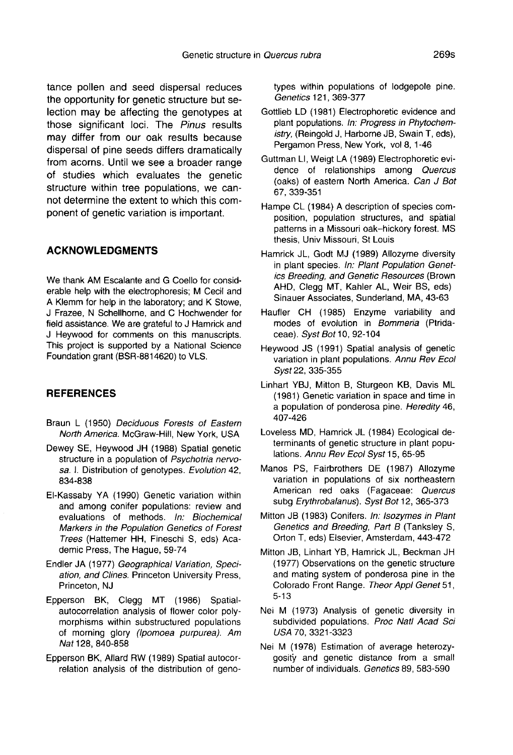tance pollen and seed dispersal reduces the opportunity for genetic structure but selection may be affecting the genotypes at those significant loci. The *Pinus* results may differ from our oak results because dispersal of pine seeds differs dramatically from acorns. Until we see a broader range of studies which evaluates the genetic structure within tree populations, we cannot determine the extent to which this component of genetic variation is important.

## ACKNOWLEDGMENTS

We thank AM Escalante and G Coello for considerable help with the electrophoresis; M Cecil and A Klemm for help in the laboratory; and K Stowe, J Frazee, N Schellhorne, and C Hochwender for field assistance. We are grateful to J Hamrick and J Heywood for comments on this manuscripts. This project is supported by a National Science Foundation grant (BSR-8814620) to VLS.

## REFERENCES

Braun L (1950) *Deciduous Forests of Eastern North America.* McGraw-Hill, New York, USA

Dewey SE, Heywood JH (1988) Spatial genetic structure in a population of *Psychotria nervosa.* I. Distribution of genotypes. *Evolution* 42, 834-838

El-Kassaby YA (1990) Genetic variation within and among conifer populations: review and evaluations of methods. *In: Biochemical Markers in the Population Genetics of Forest Trees* (Hattemer HH, Fineschi S, eds) Academic Press, The Hague, 59-74

Endler JA (1977) *Geographical Variation, Speciation, and Clines.* Princeton University Press, Princeton, NJ

Epperson BK, Clegg MT (1986) Spatial-autocorrelation analysis of flower color polymorphisms within substructured populations of morning glory *(Ipomoea purpurea). Am Nat* 128, 840-858

Epperson BK, Allard RW (1989) Spatial autocorrelation analysis of the distribution of genotypes within populations of lodgepole pine. *Genetics* 121, 369-377

Gottlieb LD (1981) Electrophoretic evidence and plant populations. *In: Progress in Phytochemistry,* (Reingold J, Harborne JB, Swain T, eds), Pergamon Press, New York, vol 8, 1-46

Guttman LI, Weigt LA (1989) Electrophoretic evidence of relationships among *Quercus* (oaks) of eastern North America. *Can J Bot* 67, 339-351

Hampe CL (1984) A description of species composition, population structures, and spatial patterns in a Missouri oak–hickory forest. MS thesis, Univ Missouri, St Louis

Hamrick JL, Godt MJ (1989) Allozyme diversity in plant species. *In: Plant Population Genetics Breeding, and Genetic Resources* (Brown AHD, Clegg MT, Kahler AL, Weir BS, eds) Sinauer Associates, Sunderland, MA, 43-63

Haufler CH (1985) Enzyme variability and modes of evolution in *Bommeria* (Ptridaceae). *Syst Bot* 10, 92-104

Heywood JS (1991) Spatial analysis of genetic variation in plant populations. *Annu Rev Ecol Syst* 22, 335-355

Linhart YBJ, Mitton B, Sturgeon KB, Davis ML (1981) Genetic variation in space and time in a population of ponderosa pine. *Heredity* 46, 407-426

Loveless MD, Hamrick JL (1984) Ecological determinants of genetic structure in plant populations. *Annu Rev Ecol Syst* 15, 65-95

Manos PS, Fairbrothers DE (1987) Allozyme variation in populations of six northeastern American red oaks (Fagaceae: *Quercus* subg *Erythrobalanus*). *Syst Bot* 12, 365-373

Mitton JB (1983) Conifers. *In: Isozymes in Plant Genetics and Breeding, Part B* (Tanksley S, Orton T, eds) Elsevier, Amsterdam, 443-472

Mitton JB, Linhart YB, Hamrick JL, Beckman JH (1977) Observations on the genetic structure and mating system of ponderosa pine in the Colorado Front Range. *Theor Appl Genet* 51, 5-13

Nei M (1973) Analysis of genetic diversity in subdivided populations. *Proc Natl Acad Sci USA* 70, 3321-3323

Nei M (1978) Estimation of average heterozygosity and genetic distance from a small number of individuals. *Genetics* 89, 583-590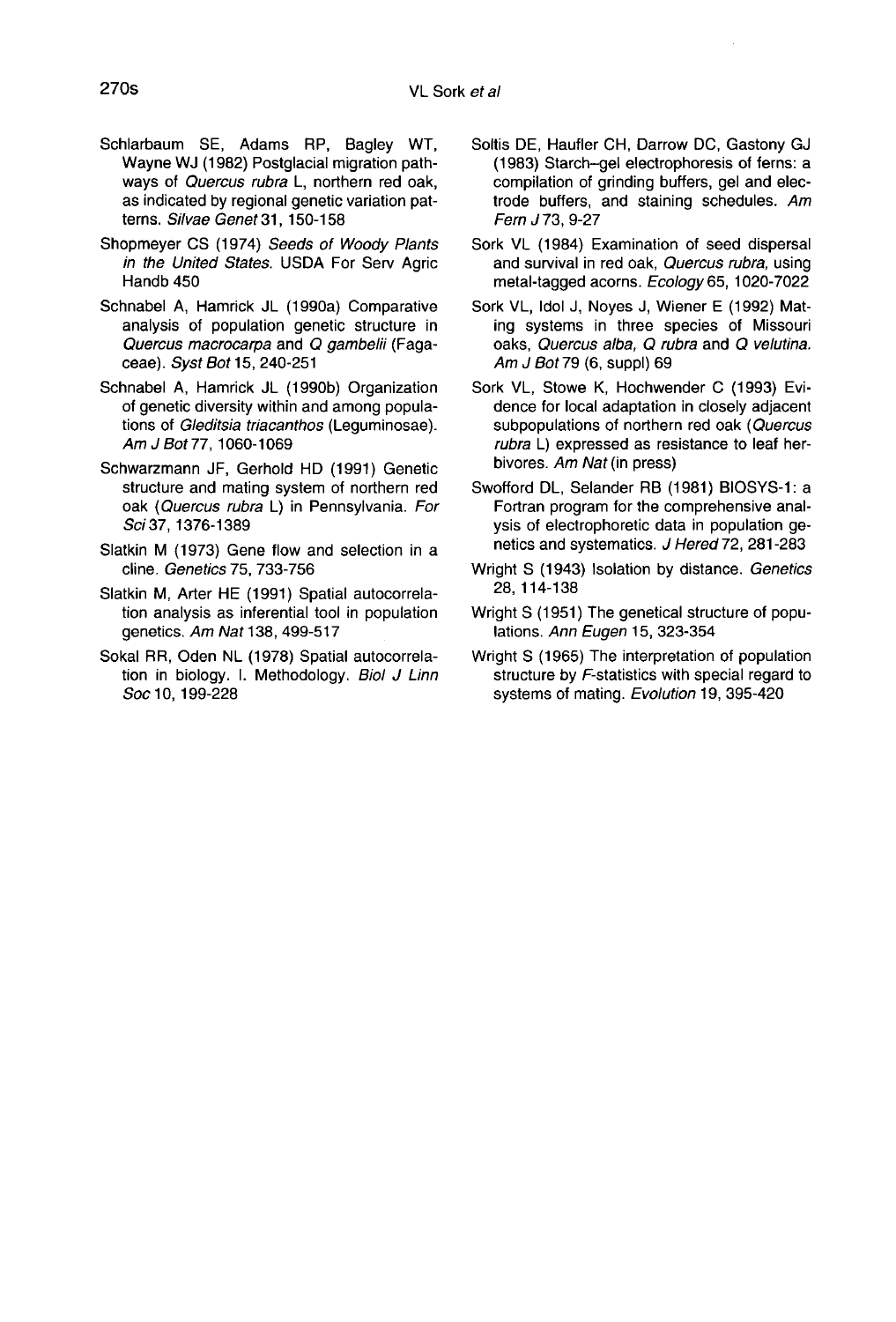Schlarbaum SE, Adams RP, Bagley WT, Wayne WJ (1982) Postglacial migration pathways of *Quercus rubra* L, northern red oak, as indicated by regional genetic variation patterns. *Silvae Genet* 31, 150-158

Shopmeyer CS (1974) *Seeds of Woody Plants in the United States.* USDA For Serv Agric Handb 450

Schnabel A, Hamrick JL (1990a) Comparative analysis of population genetic structure in *Quercus macrocarpa* and *Q gambelii* (Fagaceae). *Syst Bot* 15, 240-251

Schnabel A, Hamrick JL (1990b) Organization of genetic diversity within and among populations of *Gleditsia triacanthos* (Leguminosae). *Am J Bot* 77, 1060-1069

Schwarzmann JF, Gerhold HD (1991) Genetic structure and mating system of northern red oak (*Quercus rubra* L) in Pennsylvania. *For Sci* 37, 1376-1389

Slatkin M (1973) Gene flow and selection in a cline. *Genetics* 75, 733-756

Slatkin M, Arter HE (1991) Spatial autocorrelation analysis as inferential tool in population genetics. *Am Nat* 138, 499-517

Sokal RR, Oden NL (1978) Spatial autocorrelation in biology. I. Methodology. *Biol J Linn Soc* 10, 199-228

Soltis DE, Haufler CH, Darrow DC, Gastony GJ (1983) Starch–gel electrophoresis of ferns: a compilation of grinding buffers, gel and electrode buffers, and staining schedules. *Am Fern J* 73, 9-27

Sork VL (1984) Examination of seed dispersal and survival in red oak, *Quercus rubra,* using metal-tagged acorns. *Ecology* 65, 1020-7022

Sork VL, Idol J, Noyes J, Wiener E (1992) Mating systems in three species of Missouri oaks, *Quercus alba, Q rubra* and *Q velutina. Am J Bot* 79 (6, suppl) 69

Sork VL, Stowe K, Hochwender C (1993) Evidence for local adaptation in closely adjacent subpopulations of northern red oak (*Quercus rubra* L) expressed as resistance to leaf herbivores. *Am Nat* (in press)

Swofford DL, Selander RB (1981) BIOSYS-1: a Fortran program for the comprehensive analysis of electrophoretic data in population genetics and systematics. *J Hered* 72, 281-283

Wright S (1943) Isolation by distance. *Genetics* 28, 114-138

Wright S (1951) The genetical structure of populations. *Ann Eugen* 15, 323-354

Wright S (1965) The interpretation of population structure by *F*-statistics with special regard to systems of mating. *Evolution* 19, 395-420